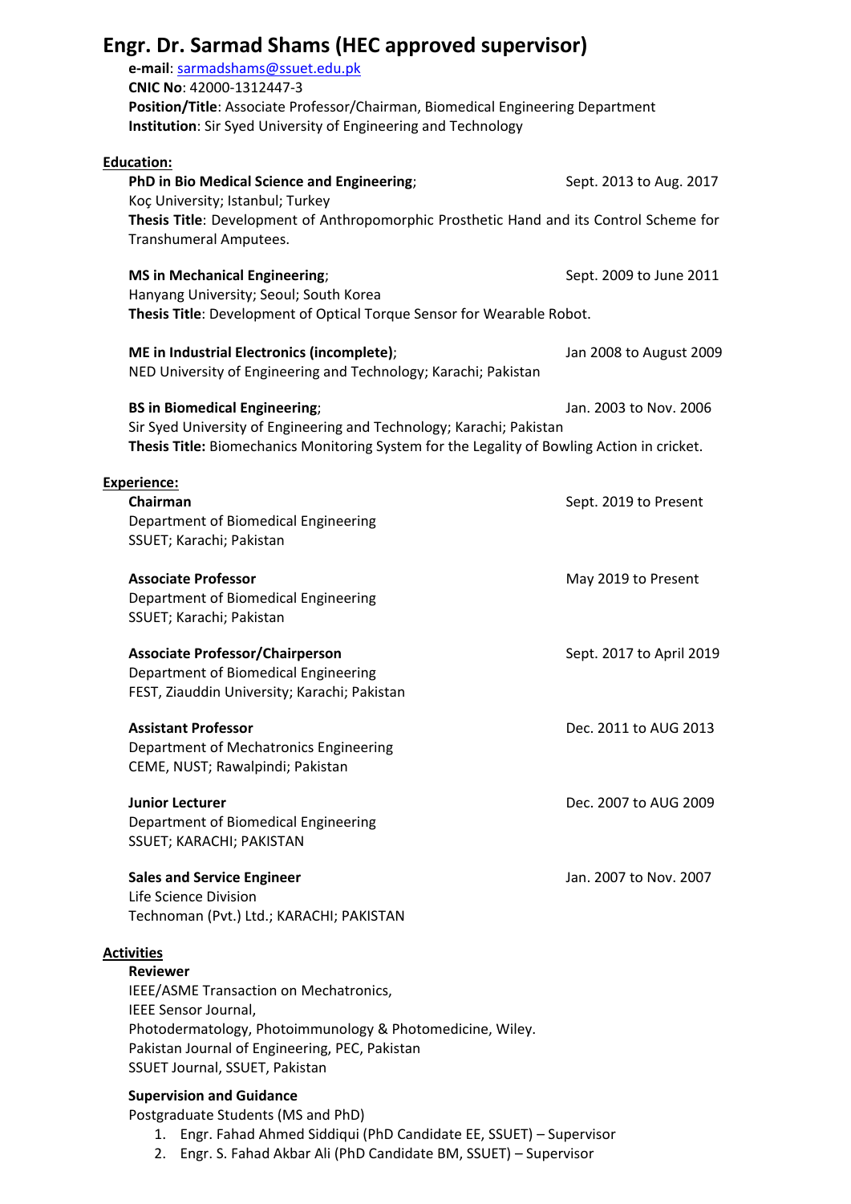# Engr. Dr. Sarmad Shams (HEC approved supervisor)

**e-mail**: sarmadshams@ssuet.edu.pk
**CNIC No**: 42000-1312447-3
**Position/Title**: Associate Professor/Chairman, Biomedical Engineering Department
**Institution**: Sir Syed University of Engineering and Technology

## Education:

**PhD in Bio Medical Science and Engineering**; Sept. 2013 to Aug. 2017
Koç University; Istanbul; Turkey
**Thesis Title**: Development of Anthropomorphic Prosthetic Hand and its Control Scheme for Transhumeral Amputees.

**MS in Mechanical Engineering**; Sept. 2009 to June 2011
Hanyang University; Seoul; South Korea
**Thesis Title**: Development of Optical Torque Sensor for Wearable Robot.

**ME in Industrial Electronics (incomplete)**; Jan 2008 to August 2009
NED University of Engineering and Technology; Karachi; Pakistan

**BS in Biomedical Engineering**; Jan. 2003 to Nov. 2006
Sir Syed University of Engineering and Technology; Karachi; Pakistan
**Thesis Title:** Biomechanics Monitoring System for the Legality of Bowling Action in cricket.

## Experience:

**Chairman** Sept. 2019 to Present
Department of Biomedical Engineering
SSUET; Karachi; Pakistan

**Associate Professor** May 2019 to Present
Department of Biomedical Engineering
SSUET; Karachi; Pakistan

**Associate Professor/Chairperson** Sept. 2017 to April 2019
Department of Biomedical Engineering
FEST, Ziauddin University; Karachi; Pakistan

**Assistant Professor** Dec. 2011 to AUG 2013
Department of Mechatronics Engineering
CEME, NUST; Rawalpindi; Pakistan

**Junior Lecturer** Dec. 2007 to AUG 2009
Department of Biomedical Engineering
SSUET; KARACHI; PAKISTAN

**Sales and Service Engineer** Jan. 2007 to Nov. 2007
Life Science Division
Technoman (Pvt.) Ltd.; KARACHI; PAKISTAN

## Activities

**Reviewer**
IEEE/ASME Transaction on Mechatronics,
IEEE Sensor Journal,
Photodermatology, Photoimmunology & Photomedicine, Wiley.
Pakistan Journal of Engineering, PEC, Pakistan
SSUET Journal, SSUET, Pakistan

**Supervision and Guidance**
Postgraduate Students (MS and PhD)

1. Engr. Fahad Ahmed Siddiqui (PhD Candidate EE, SSUET) – Supervisor
2. Engr. S. Fahad Akbar Ali (PhD Candidate BM, SSUET) – Supervisor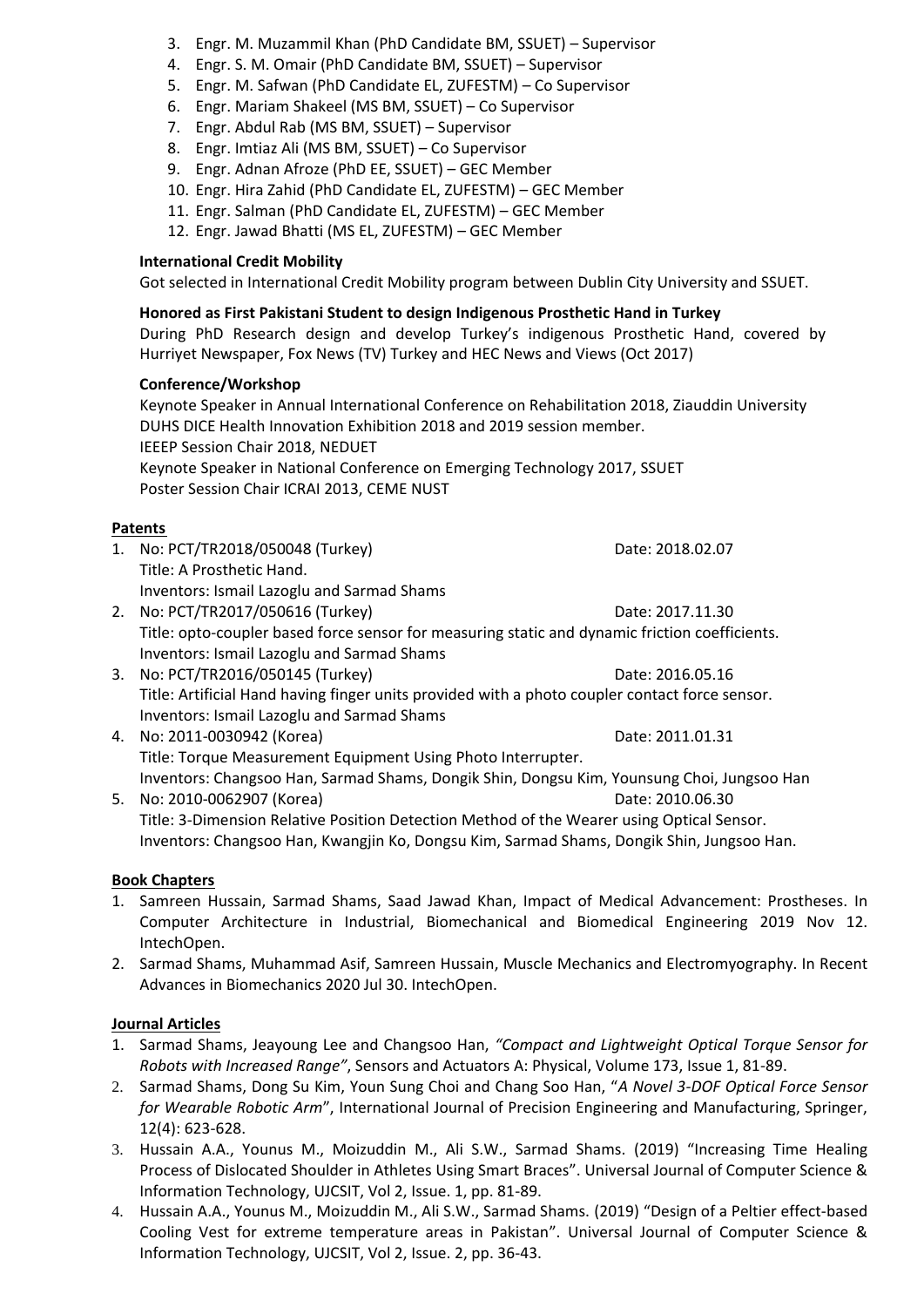3. Engr. M. Muzammil Khan (PhD Candidate BM, SSUET) – Supervisor
4. Engr. S. M. Omair (PhD Candidate BM, SSUET) – Supervisor
5. Engr. M. Safwan (PhD Candidate EL, ZUFESTM) – Co Supervisor
6. Engr. Mariam Shakeel (MS BM, SSUET) – Co Supervisor
7. Engr. Abdul Rab (MS BM, SSUET) – Supervisor
8. Engr. Imtiaz Ali (MS BM, SSUET) – Co Supervisor
9. Engr. Adnan Afroze (PhD EE, SSUET) – GEC Member
10. Engr. Hira Zahid (PhD Candidate EL, ZUFESTM) – GEC Member
11. Engr. Salman (PhD Candidate EL, ZUFESTM) – GEC Member
12. Engr. Jawad Bhatti (MS EL, ZUFESTM) – GEC Member

**International Credit Mobility**
Got selected in International Credit Mobility program between Dublin City University and SSUET.

**Honored as First Pakistani Student to design Indigenous Prosthetic Hand in Turkey**
During PhD Research design and develop Turkey's indigenous Prosthetic Hand, covered by Hurriyet Newspaper, Fox News (TV) Turkey and HEC News and Views (Oct 2017)

**Conference/Workshop**
Keynote Speaker in Annual International Conference on Rehabilitation 2018, Ziauddin University
DUHS DICE Health Innovation Exhibition 2018 and 2019 session member.
IEEEP Session Chair 2018, NEDUET
Keynote Speaker in National Conference on Emerging Technology 2017, SSUET
Poster Session Chair ICRAI 2013, CEME NUST

## Patents

1. No: PCT/TR2018/050048 (Turkey) Date: 2018.02.07
   Title: A Prosthetic Hand.
   Inventors: Ismail Lazoglu and Sarmad Shams
2. No: PCT/TR2017/050616 (Turkey) Date: 2017.11.30
   Title: opto-coupler based force sensor for measuring static and dynamic friction coefficients.
   Inventors: Ismail Lazoglu and Sarmad Shams
3. No: PCT/TR2016/050145 (Turkey) Date: 2016.05.16
   Title: Artificial Hand having finger units provided with a photo coupler contact force sensor.
   Inventors: Ismail Lazoglu and Sarmad Shams
4. No: 2011-0030942 (Korea) Date: 2011.01.31
   Title: Torque Measurement Equipment Using Photo Interrupter.
   Inventors: Changsoo Han, Sarmad Shams, Dongik Shin, Dongsu Kim, Younsung Choi, Jungsoo Han
5. No: 2010-0062907 (Korea) Date: 2010.06.30
   Title: 3-Dimension Relative Position Detection Method of the Wearer using Optical Sensor.
   Inventors: Changsoo Han, Kwangjin Ko, Dongsu Kim, Sarmad Shams, Dongik Shin, Jungsoo Han.

## Book Chapters

1. Samreen Hussain, Sarmad Shams, Saad Jawad Khan, Impact of Medical Advancement: Prostheses. In Computer Architecture in Industrial, Biomechanical and Biomedical Engineering 2019 Nov 12. IntechOpen.
2. Sarmad Shams, Muhammad Asif, Samreen Hussain, Muscle Mechanics and Electromyography. In Recent Advances in Biomechanics 2020 Jul 30. IntechOpen.

## Journal Articles

1. Sarmad Shams, Jeayoung Lee and Changsoo Han, *"Compact and Lightweight Optical Torque Sensor for Robots with Increased Range"*, Sensors and Actuators A: Physical, Volume 173, Issue 1, 81-89.
2. Sarmad Shams, Dong Su Kim, Youn Sung Choi and Chang Soo Han, "*A Novel 3-DOF Optical Force Sensor for Wearable Robotic Arm*", International Journal of Precision Engineering and Manufacturing, Springer, 12(4): 623-628.
3. Hussain A.A., Younus M., Moizuddin M., Ali S.W., Sarmad Shams. (2019) "Increasing Time Healing Process of Dislocated Shoulder in Athletes Using Smart Braces". Universal Journal of Computer Science & Information Technology, UJCSIT, Vol 2, Issue. 1, pp. 81-89.
4. Hussain A.A., Younus M., Moizuddin M., Ali S.W., Sarmad Shams. (2019) "Design of a Peltier effect-based Cooling Vest for extreme temperature areas in Pakistan". Universal Journal of Computer Science & Information Technology, UJCSIT, Vol 2, Issue. 2, pp. 36-43.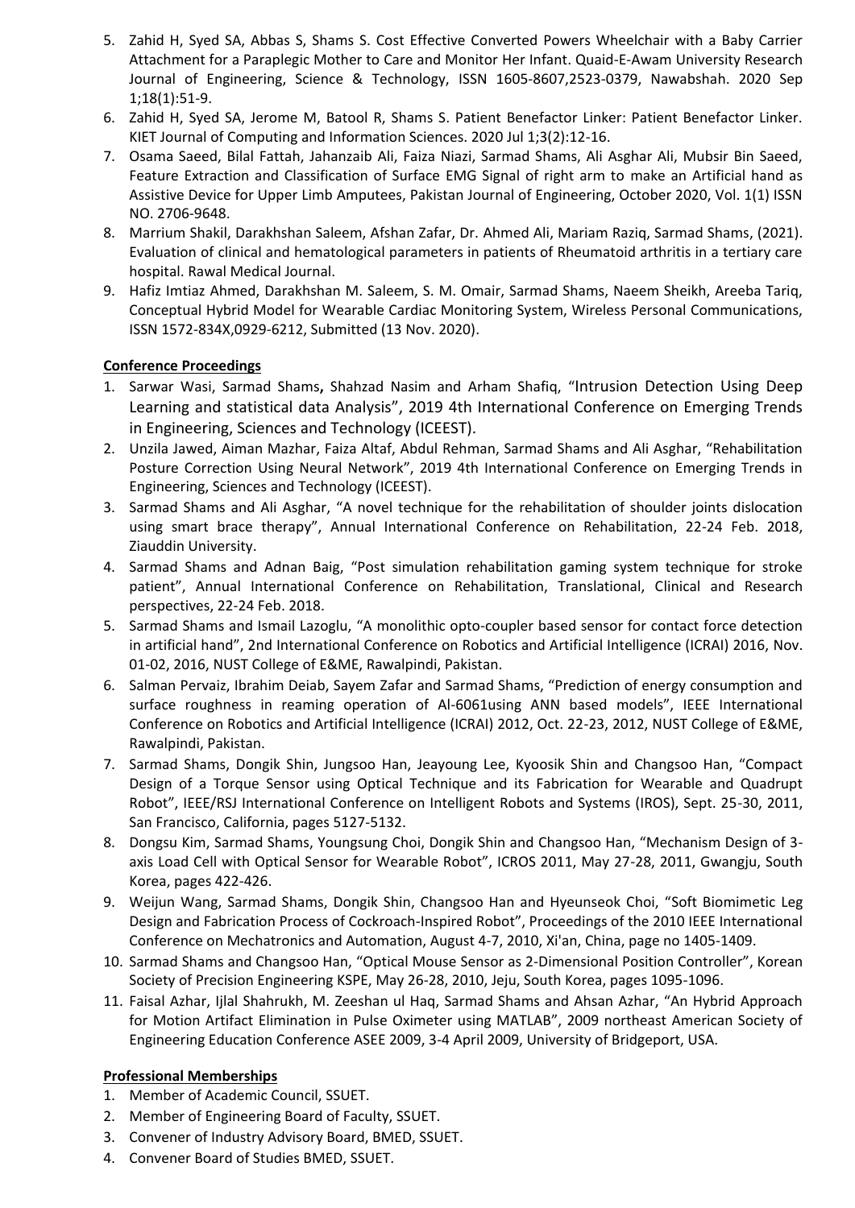5. Zahid H, Syed SA, Abbas S, Shams S. Cost Effective Converted Powers Wheelchair with a Baby Carrier Attachment for a Paraplegic Mother to Care and Monitor Her Infant. Quaid-E-Awam University Research Journal of Engineering, Science & Technology, ISSN 1605-8607,2523-0379, Nawabshah. 2020 Sep 1;18(1):51-9.
6. Zahid H, Syed SA, Jerome M, Batool R, Shams S. Patient Benefactor Linker: Patient Benefactor Linker. KIET Journal of Computing and Information Sciences. 2020 Jul 1;3(2):12-16.
7. Osama Saeed, Bilal Fattah, Jahanzaib Ali, Faiza Niazi, Sarmad Shams, Ali Asghar Ali, Mubsir Bin Saeed, Feature Extraction and Classification of Surface EMG Signal of right arm to make an Artificial hand as Assistive Device for Upper Limb Amputees, Pakistan Journal of Engineering, October 2020, Vol. 1(1) ISSN NO. 2706-9648.
8. Marrium Shakil, Darakhshan Saleem, Afshan Zafar, Dr. Ahmed Ali, Mariam Raziq, Sarmad Shams, (2021). Evaluation of clinical and hematological parameters in patients of Rheumatoid arthritis in a tertiary care hospital. Rawal Medical Journal.
9. Hafiz Imtiaz Ahmed, Darakhshan M. Saleem, S. M. Omair, Sarmad Shams, Naeem Sheikh, Areeba Tariq, Conceptual Hybrid Model for Wearable Cardiac Monitoring System, Wireless Personal Communications, ISSN 1572-834X,0929-6212, Submitted (13 Nov. 2020).

**Conference Proceedings**

1. Sarwar Wasi, Sarmad Shams**,** Shahzad Nasim and Arham Shafiq, "Intrusion Detection Using Deep Learning and statistical data Analysis", 2019 4th International Conference on Emerging Trends in Engineering, Sciences and Technology (ICEEST).
2. Unzila Jawed, Aiman Mazhar, Faiza Altaf, Abdul Rehman, Sarmad Shams and Ali Asghar, "Rehabilitation Posture Correction Using Neural Network", 2019 4th International Conference on Emerging Trends in Engineering, Sciences and Technology (ICEEST).
3. Sarmad Shams and Ali Asghar, "A novel technique for the rehabilitation of shoulder joints dislocation using smart brace therapy", Annual International Conference on Rehabilitation, 22-24 Feb. 2018, Ziauddin University.
4. Sarmad Shams and Adnan Baig, "Post simulation rehabilitation gaming system technique for stroke patient", Annual International Conference on Rehabilitation, Translational, Clinical and Research perspectives, 22-24 Feb. 2018.
5. Sarmad Shams and Ismail Lazoglu, "A monolithic opto-coupler based sensor for contact force detection in artificial hand", 2nd International Conference on Robotics and Artificial Intelligence (ICRAI) 2016, Nov. 01-02, 2016, NUST College of E&ME, Rawalpindi, Pakistan.
6. Salman Pervaiz, Ibrahim Deiab, Sayem Zafar and Sarmad Shams, "Prediction of energy consumption and surface roughness in reaming operation of Al-6061using ANN based models", IEEE International Conference on Robotics and Artificial Intelligence (ICRAI) 2012, Oct. 22-23, 2012, NUST College of E&ME, Rawalpindi, Pakistan.
7. Sarmad Shams, Dongik Shin, Jungsoo Han, Jeayoung Lee, Kyoosik Shin and Changsoo Han, "Compact Design of a Torque Sensor using Optical Technique and its Fabrication for Wearable and Quadrupt Robot", IEEE/RSJ International Conference on Intelligent Robots and Systems (IROS), Sept. 25-30, 2011, San Francisco, California, pages 5127-5132.
8. Dongsu Kim, Sarmad Shams, Youngsung Choi, Dongik Shin and Changsoo Han, "Mechanism Design of 3-axis Load Cell with Optical Sensor for Wearable Robot", ICROS 2011, May 27-28, 2011, Gwangju, South Korea, pages 422-426.
9. Weijun Wang, Sarmad Shams, Dongik Shin, Changsoo Han and Hyeunseok Choi, "Soft Biomimetic Leg Design and Fabrication Process of Cockroach-Inspired Robot", Proceedings of the 2010 IEEE International Conference on Mechatronics and Automation, August 4-7, 2010, Xi'an, China, page no 1405-1409.
10. Sarmad Shams and Changsoo Han, "Optical Mouse Sensor as 2-Dimensional Position Controller", Korean Society of Precision Engineering KSPE, May 26-28, 2010, Jeju, South Korea, pages 1095-1096.
11. Faisal Azhar, Ijlal Shahrukh, M. Zeeshan ul Haq, Sarmad Shams and Ahsan Azhar, "An Hybrid Approach for Motion Artifact Elimination in Pulse Oximeter using MATLAB", 2009 northeast American Society of Engineering Education Conference ASEE 2009, 3-4 April 2009, University of Bridgeport, USA.

**Professional Memberships**

1. Member of Academic Council, SSUET.
2. Member of Engineering Board of Faculty, SSUET.
3. Convener of Industry Advisory Board, BMED, SSUET.
4. Convener Board of Studies BMED, SSUET.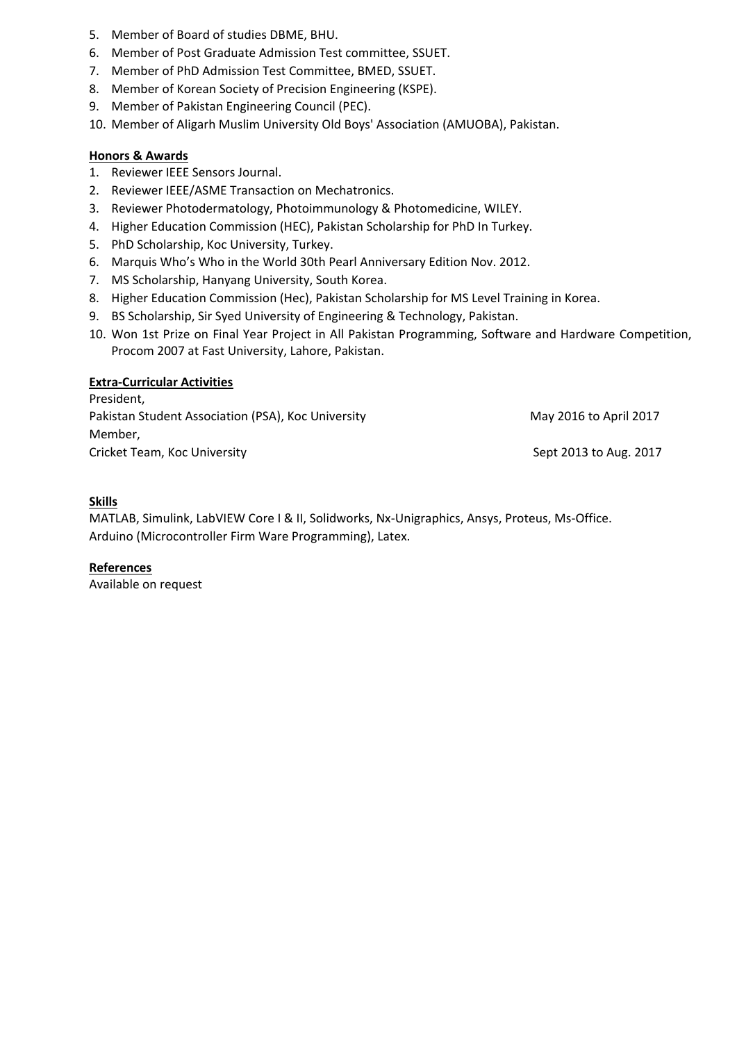5. Member of Board of studies DBME, BHU.
6. Member of Post Graduate Admission Test committee, SSUET.
7. Member of PhD Admission Test Committee, BMED, SSUET.
8. Member of Korean Society of Precision Engineering (KSPE).
9. Member of Pakistan Engineering Council (PEC).
10. Member of Aligarh Muslim University Old Boys' Association (AMUOBA), Pakistan.

**Honors & Awards**

1. Reviewer IEEE Sensors Journal.
2. Reviewer IEEE/ASME Transaction on Mechatronics.
3. Reviewer Photodermatology, Photoimmunology & Photomedicine, WILEY.
4. Higher Education Commission (HEC), Pakistan Scholarship for PhD In Turkey.
5. PhD Scholarship, Koc University, Turkey.
6. Marquis Who's Who in the World 30th Pearl Anniversary Edition Nov. 2012.
7. MS Scholarship, Hanyang University, South Korea.
8. Higher Education Commission (Hec), Pakistan Scholarship for MS Level Training in Korea.
9. BS Scholarship, Sir Syed University of Engineering & Technology, Pakistan.
10. Won 1st Prize on Final Year Project in All Pakistan Programming, Software and Hardware Competition, Procom 2007 at Fast University, Lahore, Pakistan.

**Extra-Curricular Activities**

President,
Pakistan Student Association (PSA), Koc University — May 2016 to April 2017

Member,
Cricket Team, Koc University — Sept 2013 to Aug. 2017

**Skills**

MATLAB, Simulink, LabVIEW Core I & II, Solidworks, Nx-Unigraphics, Ansys, Proteus, Ms-Office.
Arduino (Microcontroller Firm Ware Programming), Latex.

**References**

Available on request